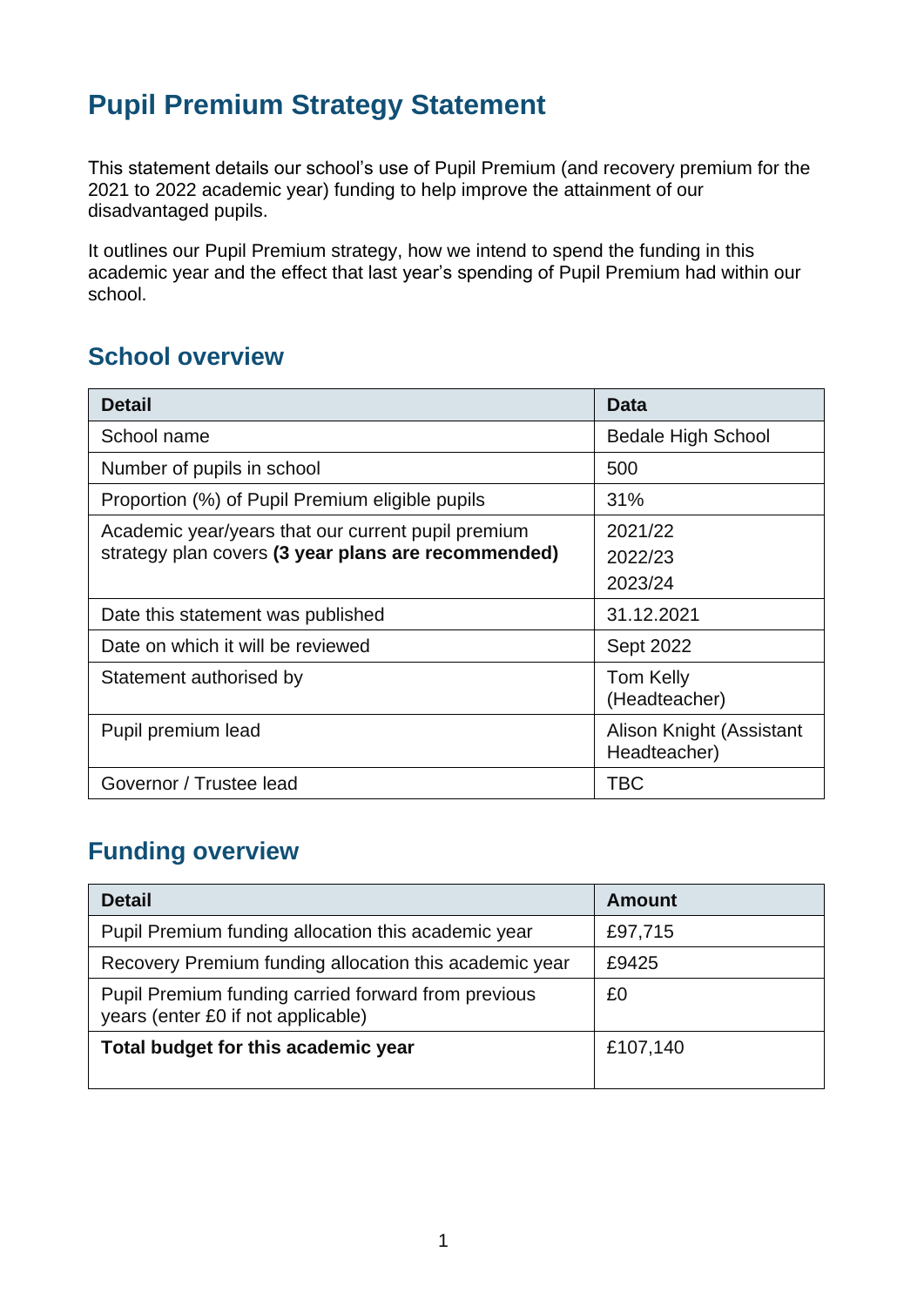# Pupil Premium Strategy Statement

This statement details our school's use of Pupil Premium (and recovery premium for the 2021 to 2022 academic year) funding to help improve the attainment of our disadvantaged pupils.

It outlines our Pupil Premium strategy, how we intend to spend the funding in this academic year and the effect that last year's spending of Pupil Premium had within our school.

## School overview

| Detail | Data |
|---|---|
| School name | Bedale High School |
| Number of pupils in school | 500 |
| Proportion (%) of Pupil Premium eligible pupils | 31% |
| Academic year/years that our current pupil premium strategy plan covers **(3 year plans are recommended)** | 2021/22<br>2022/23<br>2023/24 |
| Date this statement was published | 31.12.2021 |
| Date on which it will be reviewed | Sept 2022 |
| Statement authorised by | Tom Kelly (Headteacher) |
| Pupil premium lead | Alison Knight (Assistant Headteacher) |
| Governor / Trustee lead | TBC |

## Funding overview

| Detail | Amount |
|---|---|
| Pupil Premium funding allocation this academic year | £97,715 |
| Recovery Premium funding allocation this academic year | £9425 |
| Pupil Premium funding carried forward from previous years (enter £0 if not applicable) | £0 |
| **Total budget for this academic year** | £107,140 |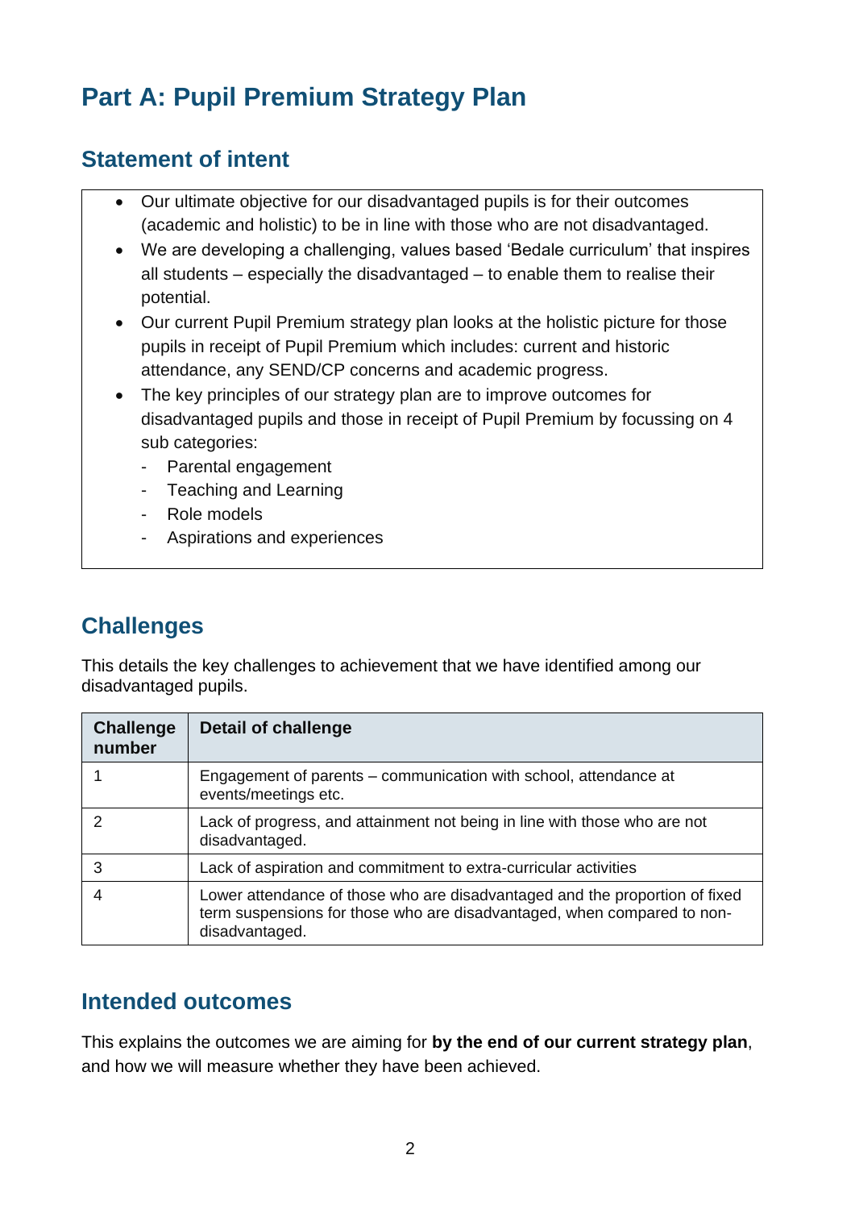# Part A: Pupil Premium Strategy Plan

## Statement of intent

- Our ultimate objective for our disadvantaged pupils is for their outcomes (academic and holistic) to be in line with those who are not disadvantaged.
- We are developing a challenging, values based 'Bedale curriculum' that inspires all students – especially the disadvantaged – to enable them to realise their potential.
- Our current Pupil Premium strategy plan looks at the holistic picture for those pupils in receipt of Pupil Premium which includes: current and historic attendance, any SEND/CP concerns and academic progress.
- The key principles of our strategy plan are to improve outcomes for disadvantaged pupils and those in receipt of Pupil Premium by focussing on 4 sub categories:
  - Parental engagement
  - Teaching and Learning
  - Role models
  - Aspirations and experiences

## Challenges

This details the key challenges to achievement that we have identified among our disadvantaged pupils.

| Challenge number | Detail of challenge |
|---|---|
| 1 | Engagement of parents – communication with school, attendance at events/meetings etc. |
| 2 | Lack of progress, and attainment not being in line with those who are not disadvantaged. |
| 3 | Lack of aspiration and commitment to extra-curricular activities |
| 4 | Lower attendance of those who are disadvantaged and the proportion of fixed term suspensions for those who are disadvantaged, when compared to non-disadvantaged. |

## Intended outcomes

This explains the outcomes we are aiming for **by the end of our current strategy plan**, and how we will measure whether they have been achieved.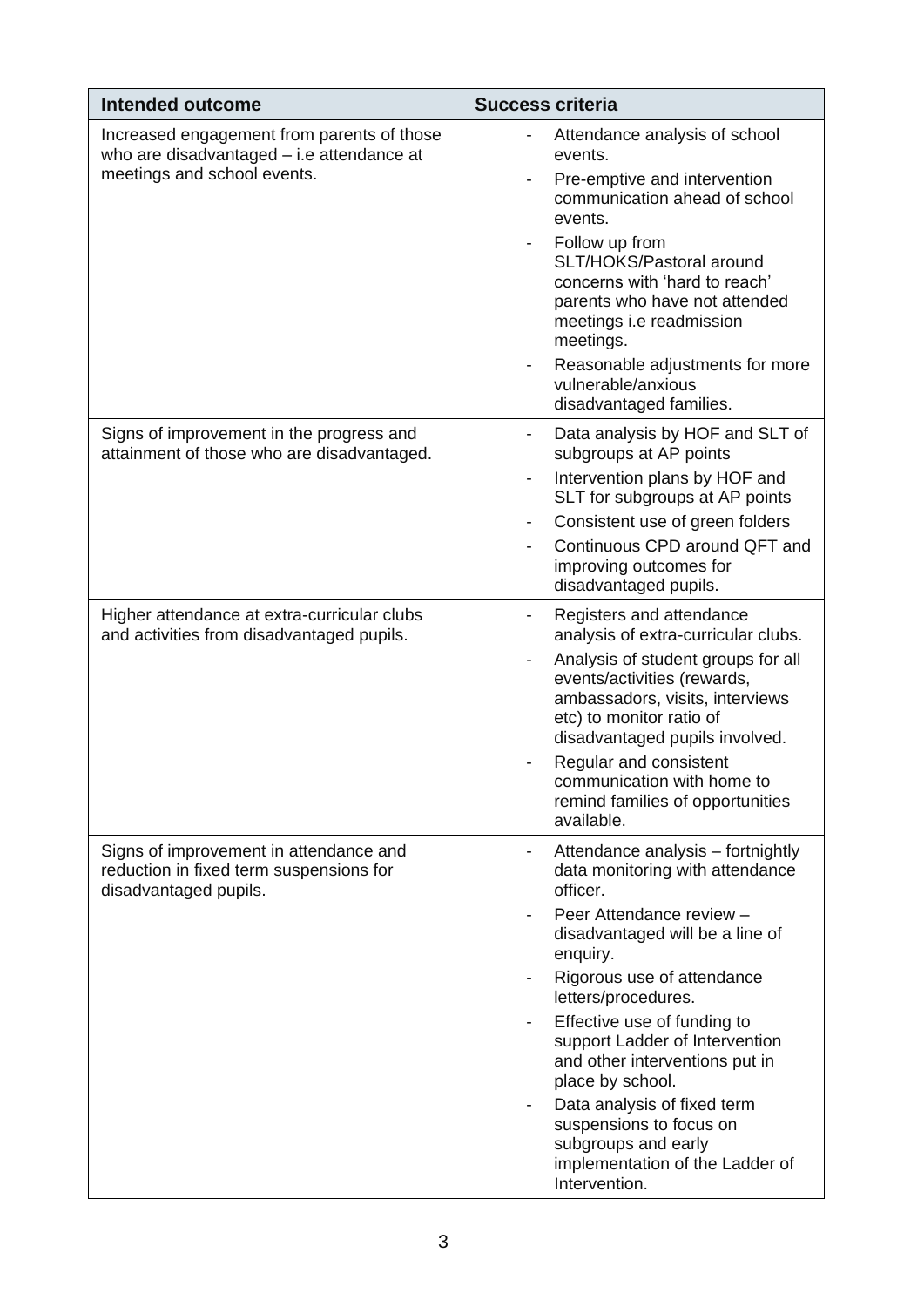| Intended outcome | Success criteria |
|---|---|
| Increased engagement from parents of those who are disadvantaged – i.e attendance at meetings and school events. | - Attendance analysis of school events.<br>- Pre-emptive and intervention communication ahead of school events.<br>- Follow up from SLT/HOKS/Pastoral around concerns with 'hard to reach' parents who have not attended meetings i.e readmission meetings.<br>- Reasonable adjustments for more vulnerable/anxious disadvantaged families. |
| Signs of improvement in the progress and attainment of those who are disadvantaged. | - Data analysis by HOF and SLT of subgroups at AP points<br>- Intervention plans by HOF and SLT for subgroups at AP points<br>- Consistent use of green folders<br>- Continuous CPD around QFT and improving outcomes for disadvantaged pupils. |
| Higher attendance at extra-curricular clubs and activities from disadvantaged pupils. | - Registers and attendance analysis of extra-curricular clubs.<br>- Analysis of student groups for all events/activities (rewards, ambassadors, visits, interviews etc) to monitor ratio of disadvantaged pupils involved.<br>- Regular and consistent communication with home to remind families of opportunities available. |
| Signs of improvement in attendance and reduction in fixed term suspensions for disadvantaged pupils. | - Attendance analysis – fortnightly data monitoring with attendance officer.<br>- Peer Attendance review – disadvantaged will be a line of enquiry.<br>- Rigorous use of attendance letters/procedures.<br>- Effective use of funding to support Ladder of Intervention and other interventions put in place by school.<br>- Data analysis of fixed term suspensions to focus on subgroups and early implementation of the Ladder of Intervention. |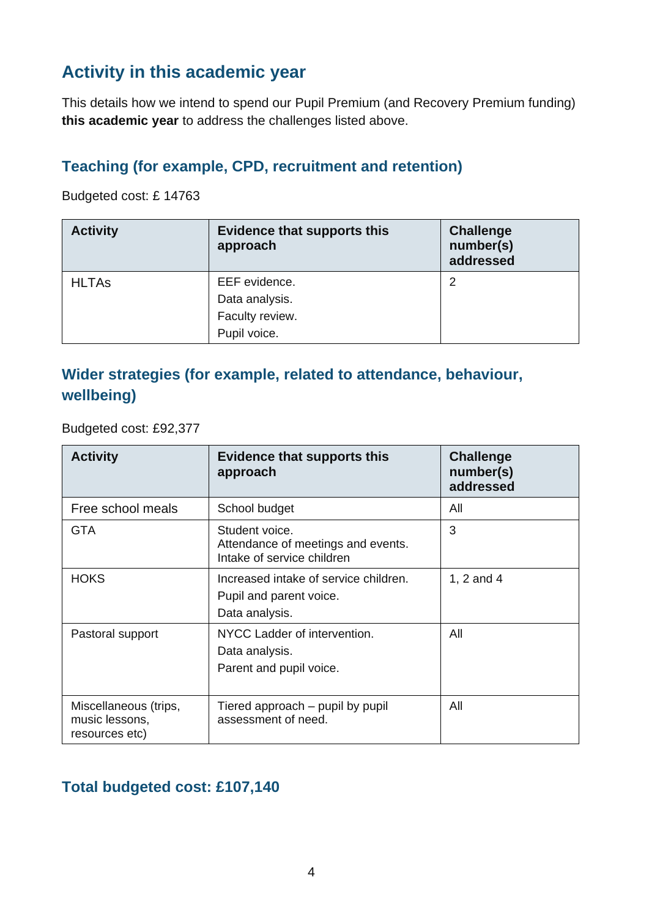## Activity in this academic year

This details how we intend to spend our Pupil Premium (and Recovery Premium funding) **this academic year** to address the challenges listed above.

### Teaching (for example, CPD, recruitment and retention)

Budgeted cost: £ 14763

| Activity | Evidence that supports this approach | Challenge number(s) addressed |
|---|---|---|
| HLTAs | EEF evidence.<br>Data analysis.<br>Faculty review.<br>Pupil voice. | 2 |

### Wider strategies (for example, related to attendance, behaviour, wellbeing)

Budgeted cost: £92,377

| Activity | Evidence that supports this approach | Challenge number(s) addressed |
|---|---|---|
| Free school meals | School budget | All |
| GTA | Student voice.<br>Attendance of meetings and events.<br>Intake of service children | 3 |
| HOKS | Increased intake of service children.<br>Pupil and parent voice.<br>Data analysis. | 1, 2 and 4 |
| Pastoral support | NYCC Ladder of intervention.<br>Data analysis.<br>Parent and pupil voice. | All |
| Miscellaneous (trips, music lessons, resources etc) | Tiered approach – pupil by pupil assessment of need. | All |

## Total budgeted cost: £107,140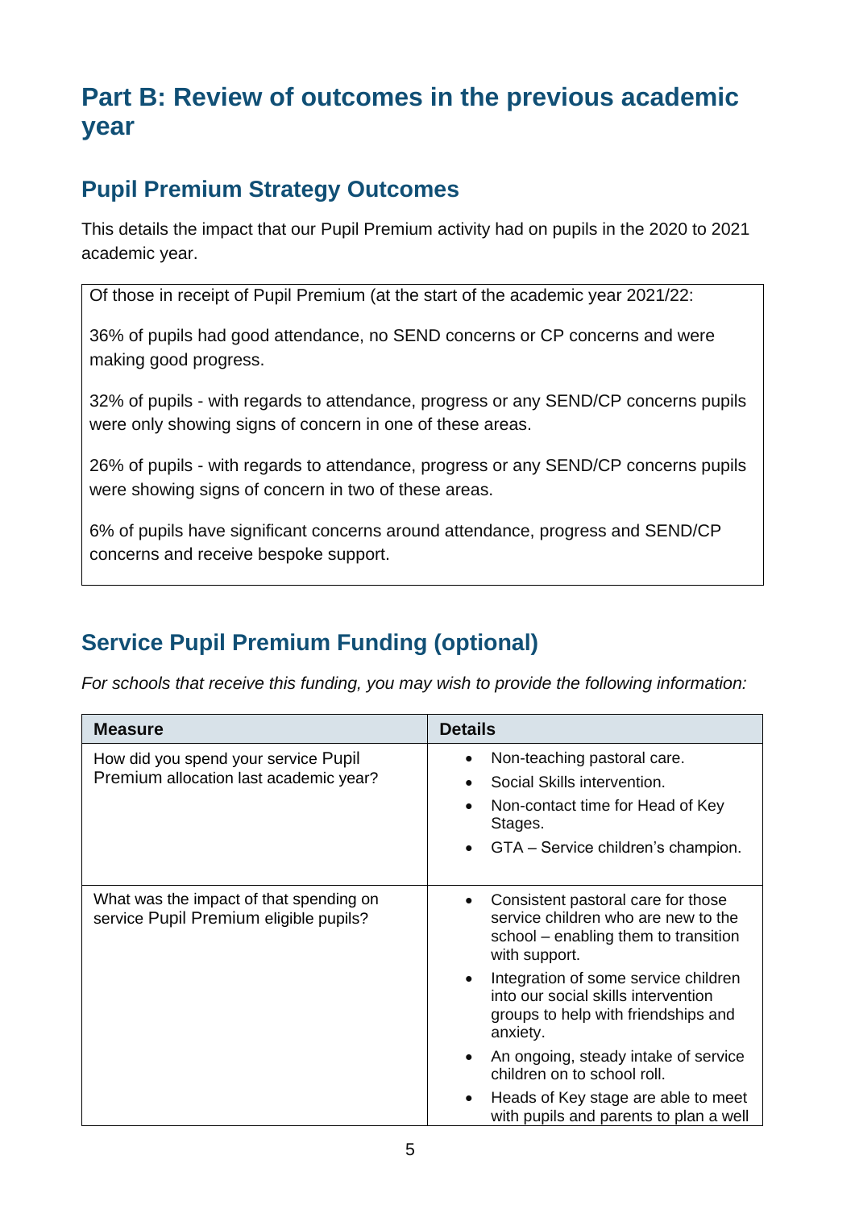# Part B: Review of outcomes in the previous academic year

## Pupil Premium Strategy Outcomes

This details the impact that our Pupil Premium activity had on pupils in the 2020 to 2021 academic year.

| |
|---|
| Of those in receipt of Pupil Premium (at the start of the academic year 2021/22:<br><br>36% of pupils had good attendance, no SEND concerns or CP concerns and were making good progress.<br><br>32% of pupils - with regards to attendance, progress or any SEND/CP concerns pupils were only showing signs of concern in one of these areas.<br><br>26% of pupils - with regards to attendance, progress or any SEND/CP concerns pupils were showing signs of concern in two of these areas.<br><br>6% of pupils have significant concerns around attendance, progress and SEND/CP concerns and receive bespoke support. |

## Service Pupil Premium Funding (optional)

*For schools that receive this funding, you may wish to provide the following information:*

| Measure | Details |
|---|---|
| How did you spend your service Pupil Premium allocation last academic year? | • Non-teaching pastoral care.<br>• Social Skills intervention.<br>• Non-contact time for Head of Key Stages.<br>• GTA – Service children's champion. |
| What was the impact of that spending on service Pupil Premium eligible pupils? | • Consistent pastoral care for those service children who are new to the school – enabling them to transition with support.<br>• Integration of some service children into our social skills intervention groups to help with friendships and anxiety.<br>• An ongoing, steady intake of service children on to school roll.<br>• Heads of Key stage are able to meet with pupils and parents to plan a well |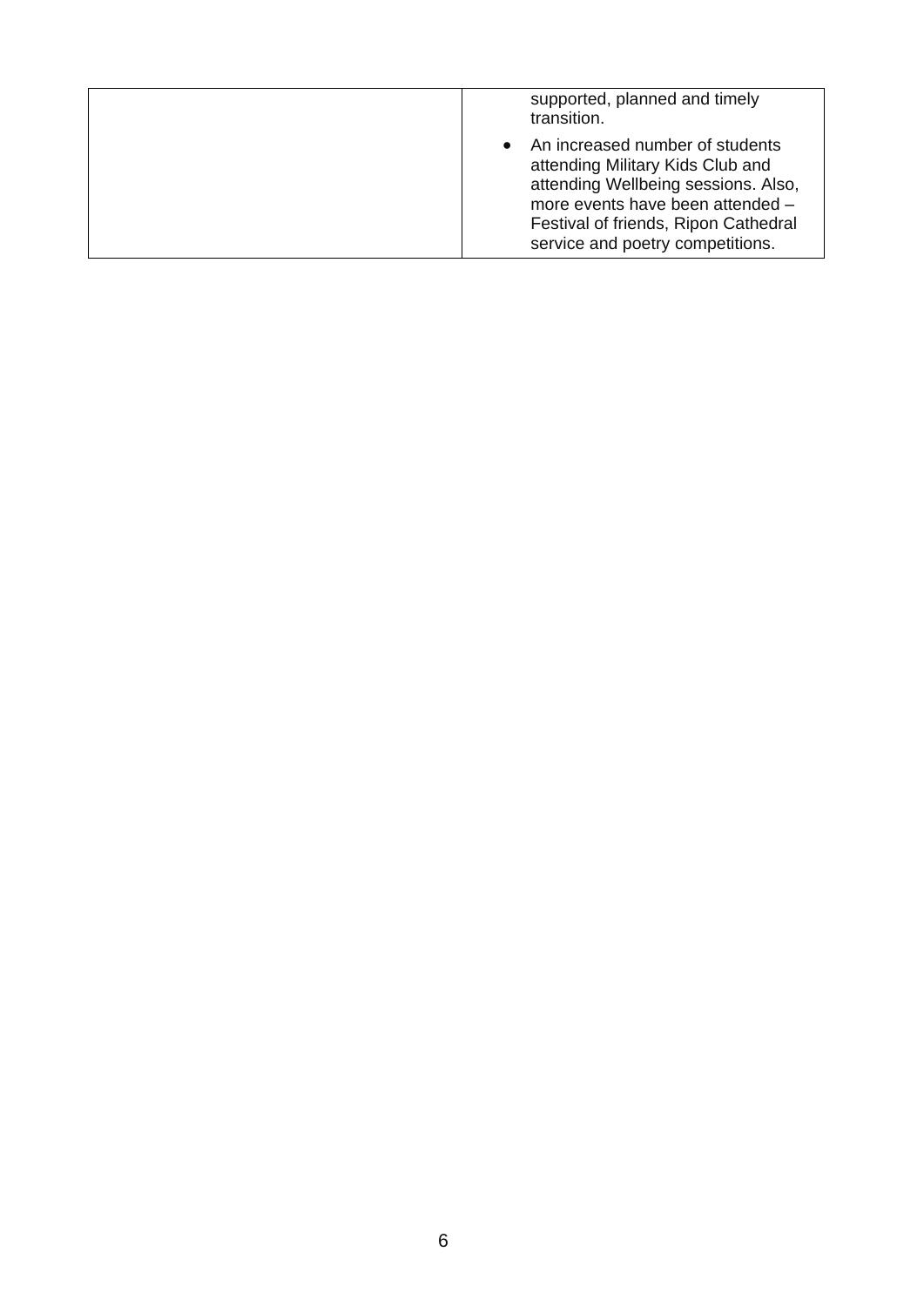| | |
|---|---|
| | supported, planned and timely transition.<br>• An increased number of students attending Military Kids Club and attending Wellbeing sessions. Also, more events have been attended – Festival of friends, Ripon Cathedral service and poetry competitions. |